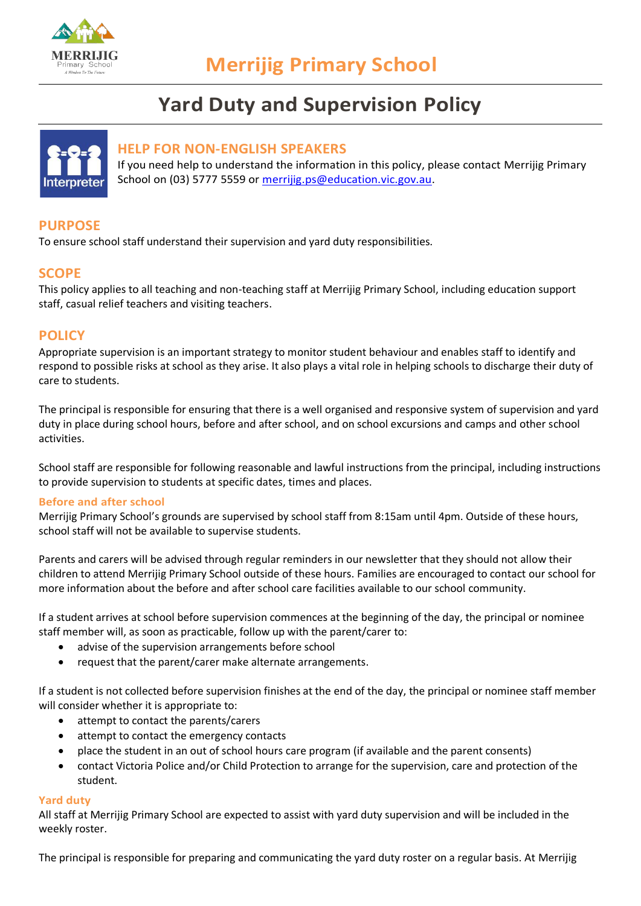# Merrijig Primary School

## Yard Duty and Supervision Policy

### HELP FOR NON-ENGLISH SPEAKERS

If you need help to understand the information in this policy, please contact Merrijig Primary School on (03) 5777 5559 or merrijig.ps@education.vic.gov.au.

## PURPOSE

To ensure school staff understand their supervision and yard duty responsibilities.

## SCOPE

This policy applies to all teaching and non-teaching staff at Merrijig Primary School, including education support staff, casual relief teachers and visiting teachers.

## POLICY

Appropriate supervision is an important strategy to monitor student behaviour and enables staff to identify and respond to possible risks at school as they arise. It also plays a vital role in helping schools to discharge their duty of care to students.

The principal is responsible for ensuring that there is a well organised and responsive system of supervision and yard duty in place during school hours, before and after school, and on school excursions and camps and other school activities.

School staff are responsible for following reasonable and lawful instructions from the principal, including instructions to provide supervision to students at specific dates, times and places.

### Before and after school

Merrijig Primary School's grounds are supervised by school staff from 8:15am until 4pm. Outside of these hours, school staff will not be available to supervise students.

Parents and carers will be advised through regular reminders in our newsletter that they should not allow their children to attend Merrijig Primary School outside of these hours. Families are encouraged to contact our school for more information about the before and after school care facilities available to our school community.

If a student arrives at school before supervision commences at the beginning of the day, the principal or nominee staff member will, as soon as practicable, follow up with the parent/carer to:

- advise of the supervision arrangements before school
- request that the parent/carer make alternate arrangements.

If a student is not collected before supervision finishes at the end of the day, the principal or nominee staff member will consider whether it is appropriate to:

- attempt to contact the parents/carers
- attempt to contact the emergency contacts
- place the student in an out of school hours care program (if available and the parent consents)
- contact Victoria Police and/or Child Protection to arrange for the supervision, care and protection of the student.

### Yard duty

All staff at Merrijig Primary School are expected to assist with yard duty supervision and will be included in the weekly roster.

The principal is responsible for preparing and communicating the yard duty roster on a regular basis. At Merrijig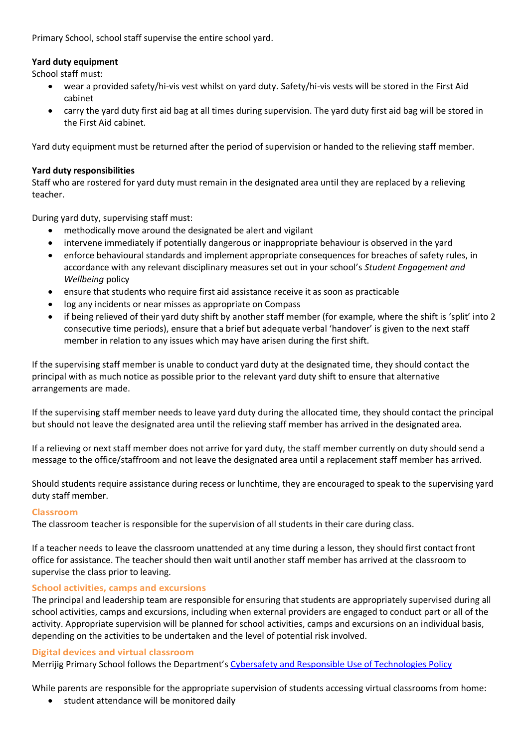Primary School, school staff supervise the entire school yard.

**Yard duty equipment**
School staff must:

- wear a provided safety/hi-vis vest whilst on yard duty. Safety/hi-vis vests will be stored in the First Aid cabinet
- carry the yard duty first aid bag at all times during supervision. The yard duty first aid bag will be stored in the First Aid cabinet.

Yard duty equipment must be returned after the period of supervision or handed to the relieving staff member.

**Yard duty responsibilities**
Staff who are rostered for yard duty must remain in the designated area until they are replaced by a relieving teacher.

During yard duty, supervising staff must:

- methodically move around the designated be alert and vigilant
- intervene immediately if potentially dangerous or inappropriate behaviour is observed in the yard
- enforce behavioural standards and implement appropriate consequences for breaches of safety rules, in accordance with any relevant disciplinary measures set out in your school's *Student Engagement and Wellbeing* policy
- ensure that students who require first aid assistance receive it as soon as practicable
- log any incidents or near misses as appropriate on Compass
- if being relieved of their yard duty shift by another staff member (for example, where the shift is 'split' into 2 consecutive time periods), ensure that a brief but adequate verbal 'handover' is given to the next staff member in relation to any issues which may have arisen during the first shift.

If the supervising staff member is unable to conduct yard duty at the designated time, they should contact the principal with as much notice as possible prior to the relevant yard duty shift to ensure that alternative arrangements are made.

If the supervising staff member needs to leave yard duty during the allocated time, they should contact the principal but should not leave the designated area until the relieving staff member has arrived in the designated area.

If a relieving or next staff member does not arrive for yard duty, the staff member currently on duty should send a message to the office/staffroom and not leave the designated area until a replacement staff member has arrived.

Should students require assistance during recess or lunchtime, they are encouraged to speak to the supervising yard duty staff member.

## Classroom

The classroom teacher is responsible for the supervision of all students in their care during class.

If a teacher needs to leave the classroom unattended at any time during a lesson, they should first contact front office for assistance. The teacher should then wait until another staff member has arrived at the classroom to supervise the class prior to leaving.

## School activities, camps and excursions

The principal and leadership team are responsible for ensuring that students are appropriately supervised during all school activities, camps and excursions, including when external providers are engaged to conduct part or all of the activity. Appropriate supervision will be planned for school activities, camps and excursions on an individual basis, depending on the activities to be undertaken and the level of potential risk involved.

## Digital devices and virtual classroom

Merrijig Primary School follows the Department's Cybersafety and Responsible Use of Technologies Policy

While parents are responsible for the appropriate supervision of students accessing virtual classrooms from home:

- student attendance will be monitored daily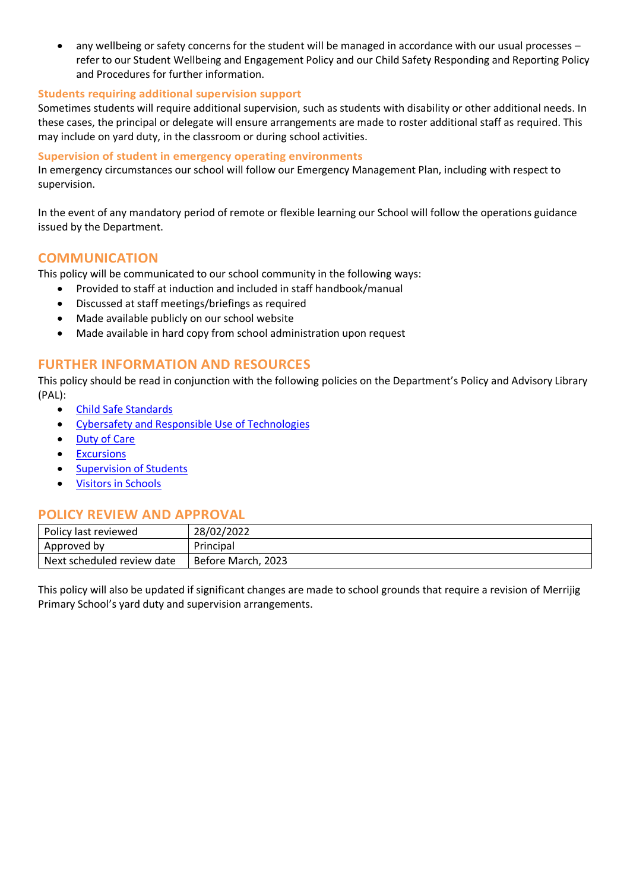- any wellbeing or safety concerns for the student will be managed in accordance with our usual processes – refer to our Student Wellbeing and Engagement Policy and our Child Safety Responding and Reporting Policy and Procedures for further information.

### Students requiring additional supervision support

Sometimes students will require additional supervision, such as students with disability or other additional needs. In these cases, the principal or delegate will ensure arrangements are made to roster additional staff as required. This may include on yard duty, in the classroom or during school activities.

### Supervision of student in emergency operating environments

In emergency circumstances our school will follow our Emergency Management Plan, including with respect to supervision.

In the event of any mandatory period of remote or flexible learning our School will follow the operations guidance issued by the Department.

## COMMUNICATION

This policy will be communicated to our school community in the following ways:

- Provided to staff at induction and included in staff handbook/manual
- Discussed at staff meetings/briefings as required
- Made available publicly on our school website
- Made available in hard copy from school administration upon request

## FURTHER INFORMATION AND RESOURCES

This policy should be read in conjunction with the following policies on the Department's Policy and Advisory Library (PAL):

- Child Safe Standards
- Cybersafety and Responsible Use of Technologies
- Duty of Care
- Excursions
- Supervision of Students
- Visitors in Schools

## POLICY REVIEW AND APPROVAL

| | |
|---|---|
| Policy last reviewed | 28/02/2022 |
| Approved by | Principal |
| Next scheduled review date | Before March, 2023 |

This policy will also be updated if significant changes are made to school grounds that require a revision of Merrijig Primary School's yard duty and supervision arrangements.